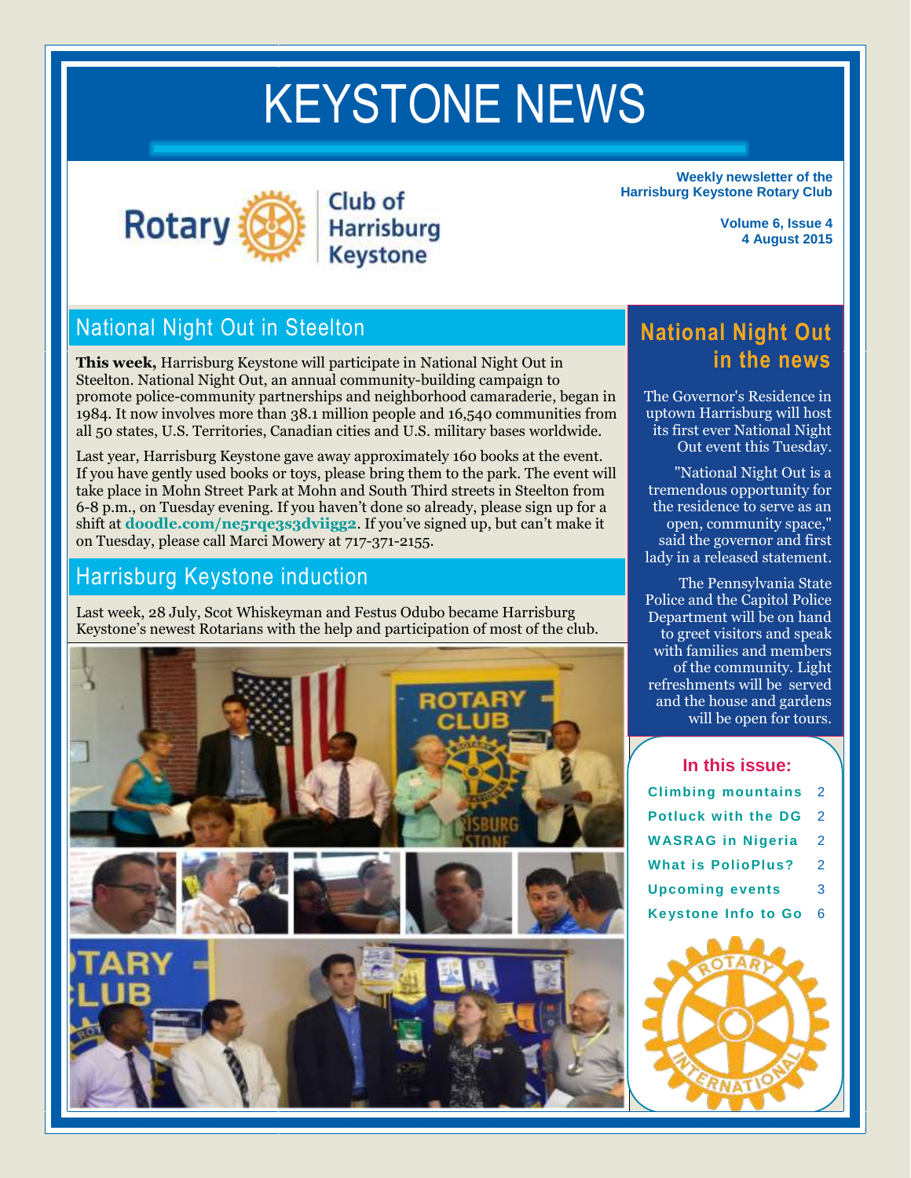# KEYSTONE NEWS

Rotary Club of Harrisburg Keystone

**Weekly newsletter of the Harrisburg Keystone Rotary Club**

**Volume 6, Issue 4**
**4 August 2015**

## National Night Out in Steelton

**This week,** Harrisburg Keystone will participate in National Night Out in Steelton. National Night Out, an annual community-building campaign to promote police-community partnerships and neighborhood camaraderie, began in 1984. It now involves more than 38.1 million people and 16,540 communities from all 50 states, U.S. Territories, Canadian cities and U.S. military bases worldwide.

Last year, Harrisburg Keystone gave away approximately 160 books at the event. If you have gently used books or toys, please bring them to the park. The event will take place in Mohn Street Park at Mohn and South Third streets in Steelton from 6-8 p.m., on Tuesday evening. If you haven't done so already, please sign up for a shift at **doodle.com/ne5rqe3s3dviigg2**. If you've signed up, but can't make it on Tuesday, please call Marci Mowery at 717-371-2155.

## Harrisburg Keystone induction

Last week, 28 July, Scot Whiskeyman and Festus Odubo became Harrisburg Keystone's newest Rotarians with the help and participation of most of the club.

## National Night Out in the news

The Governor's Residence in uptown Harrisburg will host its first ever National Night Out event this Tuesday.

"National Night Out is a tremendous opportunity for the residence to serve as an open, community space," said the governor and first lady in a released statement.

The Pennsylvania State Police and the Capitol Police Department will be on hand to greet visitors and speak with families and members of the community. Light refreshments will be served and the house and gardens will be open for tours.

### In this issue:

| | |
|---|---|
| Climbing mountains | 2 |
| Potluck with the DG | 2 |
| WASRAG in Nigeria | 2 |
| What is PolioPlus? | 2 |
| Upcoming events | 3 |
| Keystone Info to Go | 6 |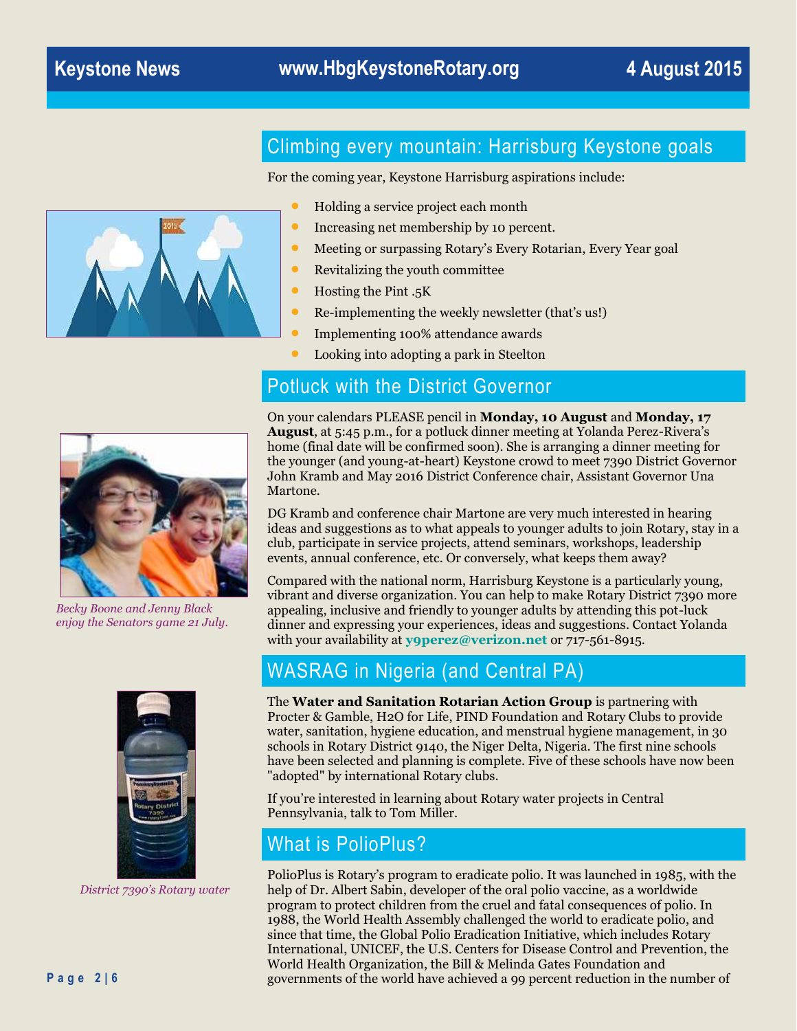## Climbing every mountain: Harrisburg Keystone goals

For the coming year, Keystone Harrisburg aspirations include:

- Holding a service project each month
- Increasing net membership by 10 percent.
- Meeting or surpassing Rotary's Every Rotarian, Every Year goal
- Revitalizing the youth committee
- Hosting the Pint .5K
- Re-implementing the weekly newsletter (that's us!)
- Implementing 100% attendance awards
- Looking into adopting a park in Steelton

## Potluck with the District Governor

On your calendars PLEASE pencil in **Monday, 10 August** and **Monday, 17 August**, at 5:45 p.m., for a potluck dinner meeting at Yolanda Perez-Rivera's home (final date will be confirmed soon). She is arranging a dinner meeting for the younger (and young-at-heart) Keystone crowd to meet 7390 District Governor John Kramb and May 2016 District Conference chair, Assistant Governor Una Martone.

DG Kramb and conference chair Martone are very much interested in hearing ideas and suggestions as to what appeals to younger adults to join Rotary, stay in a club, participate in service projects, attend seminars, workshops, leadership events, annual conference, etc. Or conversely, what keeps them away?

Compared with the national norm, Harrisburg Keystone is a particularly young, vibrant and diverse organization. You can help to make Rotary District 7390 more appealing, inclusive and friendly to younger adults by attending this pot-luck dinner and expressing your experiences, ideas and suggestions. Contact Yolanda with your availability at **y9perez@verizon.net** or 717-561-8915.

*Becky Boone and Jenny Black enjoy the Senators game 21 July.*

## WASRAG in Nigeria (and Central PA)

The **Water and Sanitation Rotarian Action Group** is partnering with Procter & Gamble, H2O for Life, PIND Foundation and Rotary Clubs to provide water, sanitation, hygiene education, and menstrual hygiene management, in 30 schools in Rotary District 9140, the Niger Delta, Nigeria. The first nine schools have been selected and planning is complete. Five of these schools have now been "adopted" by international Rotary clubs.

If you're interested in learning about Rotary water projects in Central Pennsylvania, talk to Tom Miller.

*District 7390's Rotary water*

## What is PolioPlus?

PolioPlus is Rotary's program to eradicate polio. It was launched in 1985, with the help of Dr. Albert Sabin, developer of the oral polio vaccine, as a worldwide program to protect children from the cruel and fatal consequences of polio. In 1988, the World Health Assembly challenged the world to eradicate polio, and since that time, the Global Polio Eradication Initiative, which includes Rotary International, UNICEF, the U.S. Centers for Disease Control and Prevention, the World Health Organization, the Bill & Melinda Gates Foundation and governments of the world have achieved a 99 percent reduction in the number of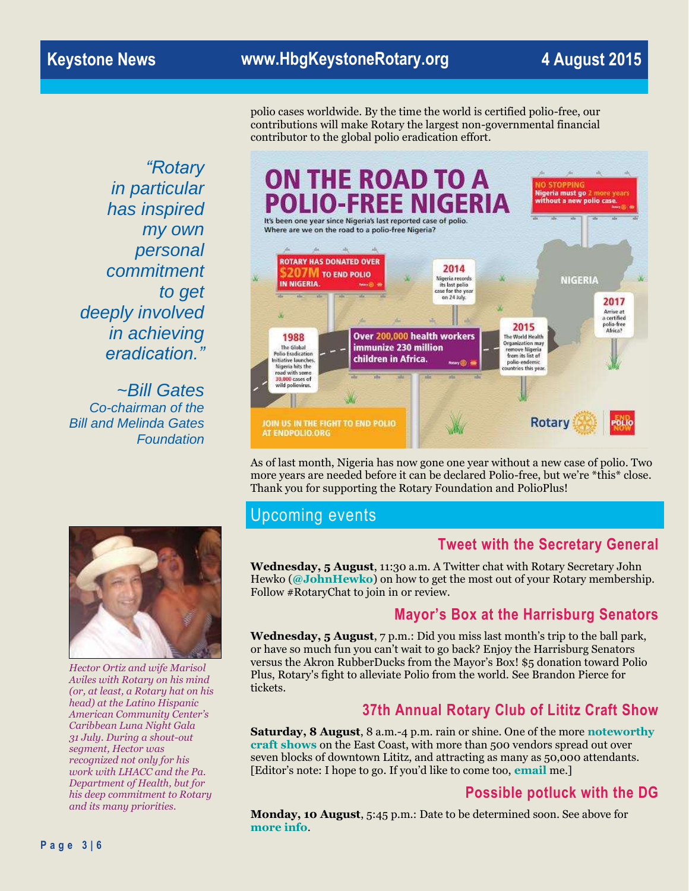polio cases worldwide. By the time the world is certified polio-free, our contributions will make Rotary the largest non-governmental financial contributor to the global polio eradication effort.

*"Rotary in particular has inspired my own personal commitment to get deeply involved in achieving eradication."*

*~Bill Gates*
*Co-chairman of the Bill and Melinda Gates Foundation*

ON THE ROAD TO A POLIO-FREE NIGERIA

It's been one year since Nigeria's last reported case of polio. Where are we on the road to a polio-free Nigeria?

- ROTARY HAS DONATED OVER $207M TO END POLIO IN NIGERIA.
- NO STOPPING: Nigeria must go 2 more years without a new polio case.
- 1988: The Global Polio Eradication Initiative launches. Nigeria hits the road with some 30,000 cases of wild poliovirus.
- Over 200,000 health workers immunize 230 million children in Africa.
- 2014: Nigeria records its last polio case for the year on 24 July.
- 2015: The World Health Organization may remove Nigeria from its list of polio-endemic countries this year.
- 2017: Arrive at a certified polio-free Africa?

JOIN US IN THE FIGHT TO END POLIO AT ENDPOLIO.ORG

As of last month, Nigeria has now gone one year without a new case of polio. Two more years are needed before it can be declared Polio-free, but we're *this* close. Thank you for supporting the Rotary Foundation and PolioPlus!

*Hector Ortiz and wife Marisol Aviles with Rotary on his mind (or, at least, a Rotary hat on his head) at the Latino Hispanic American Community Center's Caribbean Luna Night Gala 31 July. During a shout-out segment, Hector was recognized not only for his work with LHACC and the Pa. Department of Health, but for his deep commitment to Rotary and its many priorities.*

## Upcoming events

### Tweet with the Secretary General

**Wednesday, 5 August**, 11:30 a.m. A Twitter chat with Rotary Secretary John Hewko (**@JohnHewko**) on how to get the most out of your Rotary membership. Follow #RotaryChat to join in or review.

### Mayor's Box at the Harrisburg Senators

**Wednesday, 5 August**, 7 p.m.: Did you miss last month's trip to the ball park, or have so much fun you can't wait to go back? Enjoy the Harrisburg Senators versus the Akron RubberDucks from the Mayor's Box! $5 donation toward Polio Plus, Rotary's fight to alleviate Polio from the world. See Brandon Pierce for tickets.

### 37th Annual Rotary Club of Lititz Craft Show

**Saturday, 8 August**, 8 a.m.-4 p.m. rain or shine. One of the more **noteworthy craft shows** on the East Coast, with more than 500 vendors spread out over seven blocks of downtown Lititz, and attracting as many as 50,000 attendants. [Editor's note: I hope to go. If you'd like to come too, **email** me.]

### Possible potluck with the DG

**Monday, 10 August**, 5:45 p.m.: Date to be determined soon. See above for **more info**.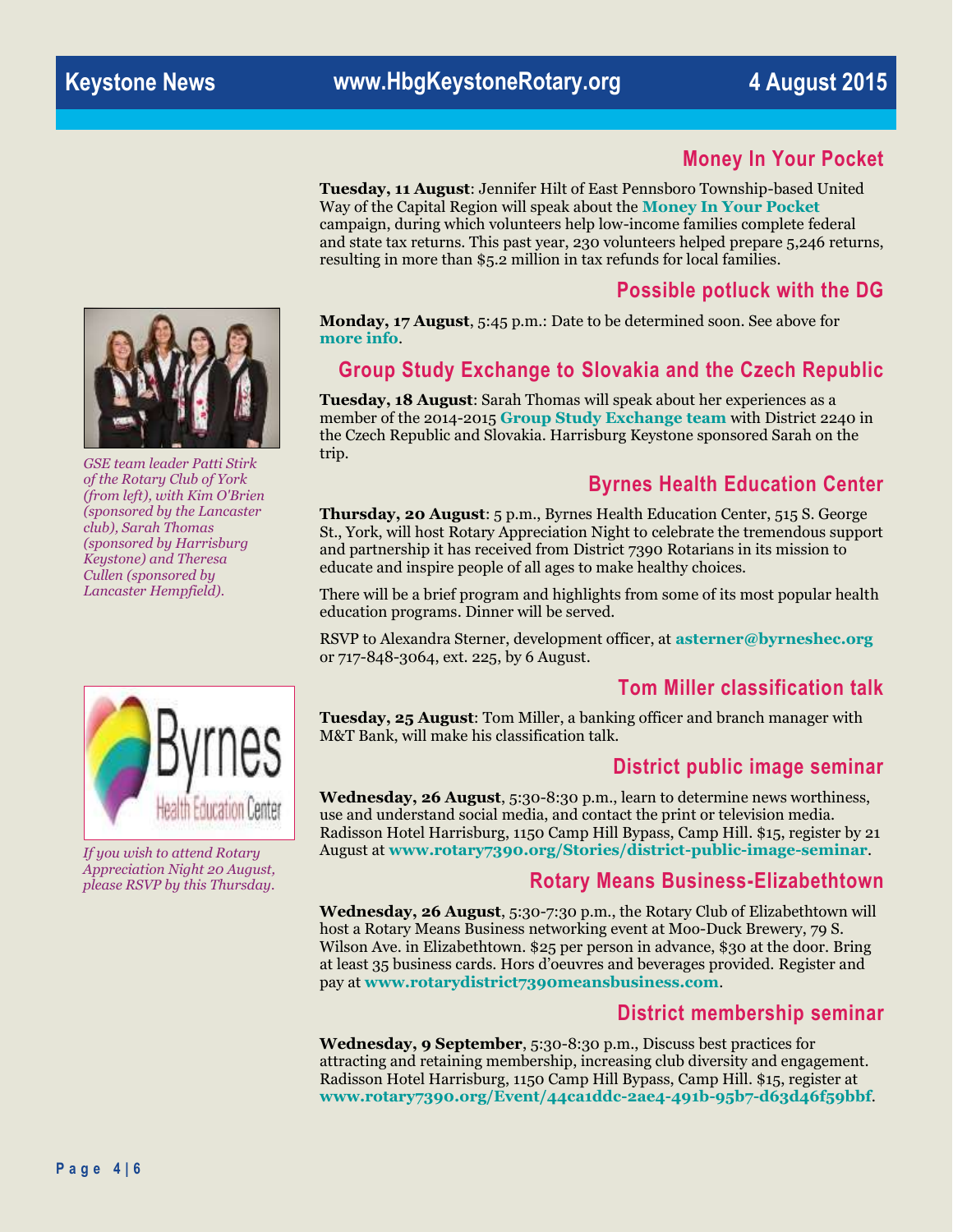## Money In Your Pocket

**Tuesday, 11 August**: Jennifer Hilt of East Pennsboro Township-based United Way of the Capital Region will speak about the **Money In Your Pocket** campaign, during which volunteers help low-income families complete federal and state tax returns. This past year, 230 volunteers helped prepare 5,246 returns, resulting in more than $5.2 million in tax refunds for local families.

## Possible potluck with the DG

**Monday, 17 August**, 5:45 p.m.: Date to be determined soon. See above for **more info**.

## Group Study Exchange to Slovakia and the Czech Republic

**Tuesday, 18 August**: Sarah Thomas will speak about her experiences as a member of the 2014-2015 **Group Study Exchange team** with District 2240 in the Czech Republic and Slovakia. Harrisburg Keystone sponsored Sarah on the trip.

*GSE team leader Patti Stirk of the Rotary Club of York (from left), with Kim O'Brien (sponsored by the Lancaster club), Sarah Thomas (sponsored by Harrisburg Keystone) and Theresa Cullen (sponsored by Lancaster Hempfield).*

## Byrnes Health Education Center

**Thursday, 20 August**: 5 p.m., Byrnes Health Education Center, 515 S. George St., York, will host Rotary Appreciation Night to celebrate the tremendous support and partnership it has received from District 7390 Rotarians in its mission to educate and inspire people of all ages to make healthy choices.

There will be a brief program and highlights from some of its most popular health education programs. Dinner will be served.

RSVP to Alexandra Sterner, development officer, at **asterner@byrneshec.org** or 717-848-3064, ext. 225, by 6 August.

*If you wish to attend Rotary Appreciation Night 20 August, please RSVP by this Thursday.*

## Tom Miller classification talk

**Tuesday, 25 August**: Tom Miller, a banking officer and branch manager with M&T Bank, will make his classification talk.

## District public image seminar

**Wednesday, 26 August**, 5:30-8:30 p.m., learn to determine news worthiness, use and understand social media, and contact the print or television media. Radisson Hotel Harrisburg, 1150 Camp Hill Bypass, Camp Hill. $15, register by 21 August at **www.rotary7390.org/Stories/district-public-image-seminar**.

## Rotary Means Business-Elizabethtown

**Wednesday, 26 August**, 5:30-7:30 p.m., the Rotary Club of Elizabethtown will host a Rotary Means Business networking event at Moo-Duck Brewery, 79 S. Wilson Ave. in Elizabethtown. $25 per person in advance, $30 at the door. Bring at least 35 business cards. Hors d'oeuvres and beverages provided. Register and pay at **www.rotarydistrict7390meansbusiness.com**.

## District membership seminar

**Wednesday, 9 September**, 5:30-8:30 p.m., Discuss best practices for attracting and retaining membership, increasing club diversity and engagement. Radisson Hotel Harrisburg, 1150 Camp Hill Bypass, Camp Hill. $15, register at **www.rotary7390.org/Event/44ca1ddc-2ae4-491b-95b7-d63d46f59bbf**.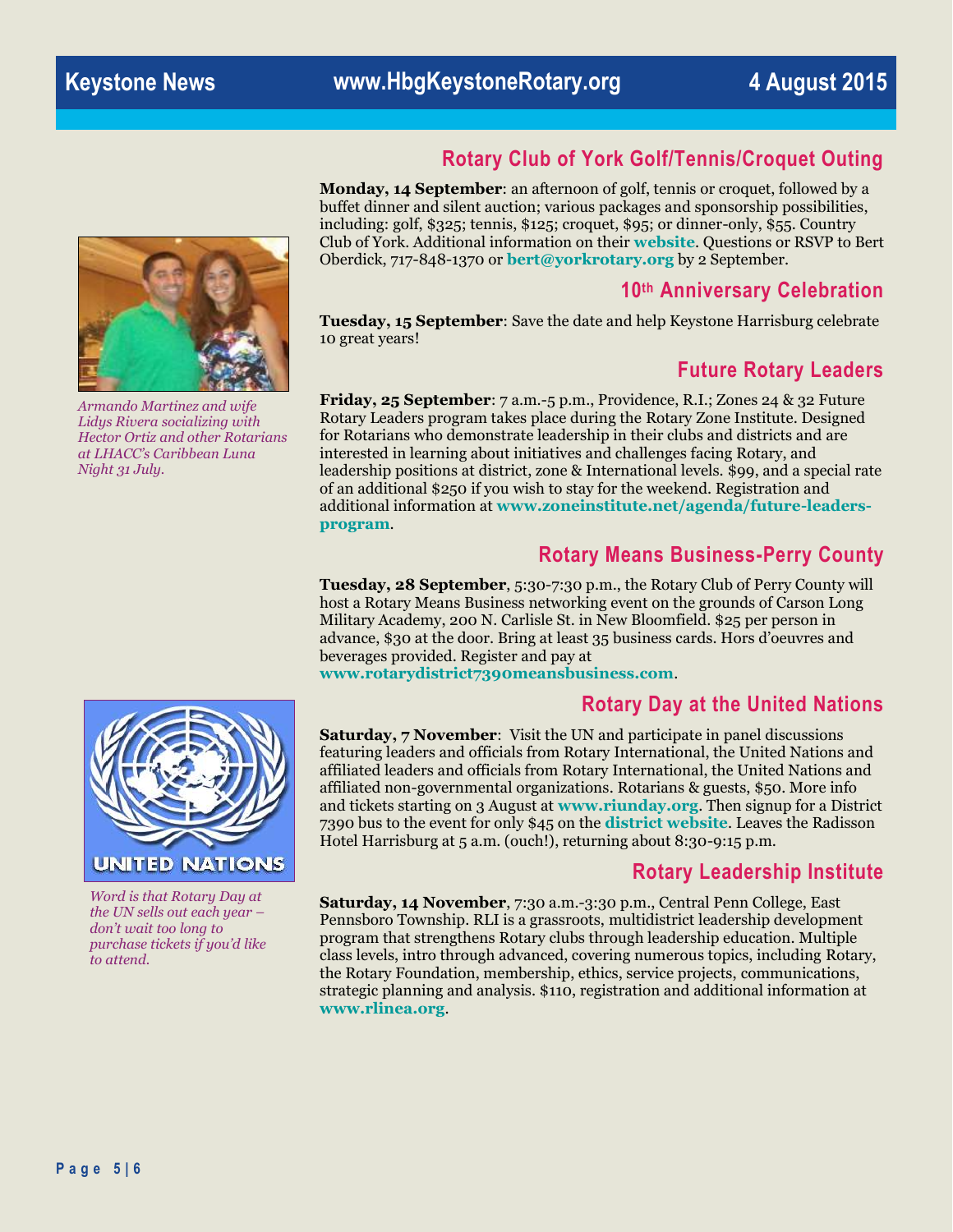## Rotary Club of York Golf/Tennis/Croquet Outing

**Monday, 14 September**: an afternoon of golf, tennis or croquet, followed by a buffet dinner and silent auction; various packages and sponsorship possibilities, including: golf, $325; tennis, $125; croquet, $95; or dinner-only, $55. Country Club of York. Additional information on their **website**. Questions or RSVP to Bert Oberdick, 717-848-1370 or **bert@yorkrotary.org** by 2 September.

*Armando Martinez and wife Lidys Rivera socializing with Hector Ortiz and other Rotarians at LHACC's Caribbean Luna Night 31 July.*

## 10th Anniversary Celebration

**Tuesday, 15 September**: Save the date and help Keystone Harrisburg celebrate 10 great years!

## Future Rotary Leaders

**Friday, 25 September**: 7 a.m.-5 p.m., Providence, R.I.; Zones 24 & 32 Future Rotary Leaders program takes place during the Rotary Zone Institute. Designed for Rotarians who demonstrate leadership in their clubs and districts and are interested in learning about initiatives and challenges facing Rotary, and leadership positions at district, zone & International levels. $99, and a special rate of an additional $250 if you wish to stay for the weekend. Registration and additional information at **www.zoneinstitute.net/agenda/future-leaders-program**.

## Rotary Means Business-Perry County

**Tuesday, 28 September**, 5:30-7:30 p.m., the Rotary Club of Perry County will host a Rotary Means Business networking event on the grounds of Carson Long Military Academy, 200 N. Carlisle St. in New Bloomfield. $25 per person in advance, $30 at the door. Bring at least 35 business cards. Hors d'oeuvres and beverages provided. Register and pay at **www.rotarydistrict7390meansbusiness.com**.

## Rotary Day at the United Nations

**Saturday, 7 November**: Visit the UN and participate in panel discussions featuring leaders and officials from Rotary International, the United Nations and affiliated leaders and officials from Rotary International, the United Nations and affiliated non-governmental organizations. Rotarians & guests, $50. More info and tickets starting on 3 August at **www.riunday.org**. Then signup for a District 7390 bus to the event for only $45 on the **district website**. Leaves the Radisson Hotel Harrisburg at 5 a.m. (ouch!), returning about 8:30-9:15 p.m.

*Word is that Rotary Day at the UN sells out each year – don't wait too long to purchase tickets if you'd like to attend.*

## Rotary Leadership Institute

**Saturday, 14 November**, 7:30 a.m.-3:30 p.m., Central Penn College, East Pennsboro Township. RLI is a grassroots, multidistrict leadership development program that strengthens Rotary clubs through leadership education. Multiple class levels, intro through advanced, covering numerous topics, including Rotary, the Rotary Foundation, membership, ethics, service projects, communications, strategic planning and analysis. $110, registration and additional information at **www.rlinea.org**.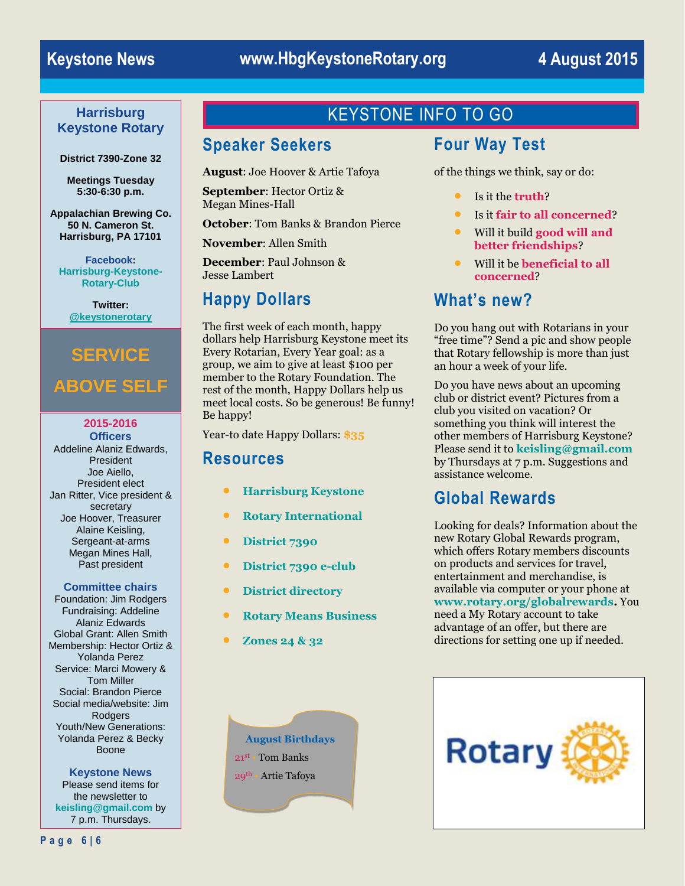# Keystone News

www.HbgKeystoneRotary.org

4 August 2015

## Harrisburg Keystone Rotary

**District 7390-Zone 32**

**Meetings Tuesday 5:30-6:30 p.m.**

**Appalachian Brewing Co.**
**50 N. Cameron St.**
**Harrisburg, PA 17101**

**Facebook: Harrisburg-Keystone-Rotary-Club**

**Twitter: @keystonerotary**

**SERVICE ABOVE SELF**

### 2015-2016 Officers

Adeline Alaniz Edwards, President
Joe Aiello, President elect
Jan Ritter, Vice president & secretary
Joe Hoover, Treasurer
Alaine Keisling, Sergeant-at-arms
Megan Mines Hall, Past president

### Committee chairs

Foundation: Jim Rodgers
Fundraising: Adeline Alaniz Edwards
Global Grant: Allen Smith
Membership: Hector Ortiz & Yolanda Perez
Service: Marci Mowery & Tom Miller
Social: Brandon Pierce
Social media/website: Jim Rodgers
Youth/New Generations: Yolanda Perez & Becky Boone

### Keystone News

Please send items for the newsletter to **keisling@gmail.com** by 7 p.m. Thursdays.

# KEYSTONE INFO TO GO

## Speaker Seekers

**August**: Joe Hoover & Artie Tafoya

**September**: Hector Ortiz & Megan Mines-Hall

**October**: Tom Banks & Brandon Pierce

**November**: Allen Smith

**December**: Paul Johnson & Jesse Lambert

## Happy Dollars

The first week of each month, happy dollars help Harrisburg Keystone meet its Every Rotarian, Every Year goal: as a group, we aim to give at least $100 per member to the Rotary Foundation. The rest of the month, Happy Dollars help us meet local costs. So be generous! Be funny! Be happy!

Year-to date Happy Dollars: **$35**

## Resources

- **Harrisburg Keystone**
- **Rotary International**
- **District 7390**
- **District 7390 e-club**
- **District directory**
- **Rotary Means Business**
- **Zones 24 & 32**

**August Birthdays**

21st • Tom Banks

29th • Artie Tafoya

## Four Way Test

of the things we think, say or do:

- Is it the **truth**?
- Is it **fair to all concerned**?
- Will it build **good will and better friendships**?
- Will it be **beneficial to all concerned**?

## What's new?

Do you hang out with Rotarians in your "free time"? Send a pic and show people that Rotary fellowship is more than just an hour a week of your life.

Do you have news about an upcoming club or district event? Pictures from a club you visited on vacation? Or something you think will interest the other members of Harrisburg Keystone? Please send it to **keisling@gmail.com** by Thursdays at 7 p.m. Suggestions and assistance welcome.

## Global Rewards

Looking for deals? Information about the new Rotary Global Rewards program, which offers Rotary members discounts on products and services for travel, entertainment and merchandise, is available via computer or your phone at **www.rotary.org/globalrewards.** You need a My Rotary account to take advantage of an offer, but there are directions for setting one up if needed.

Rotary